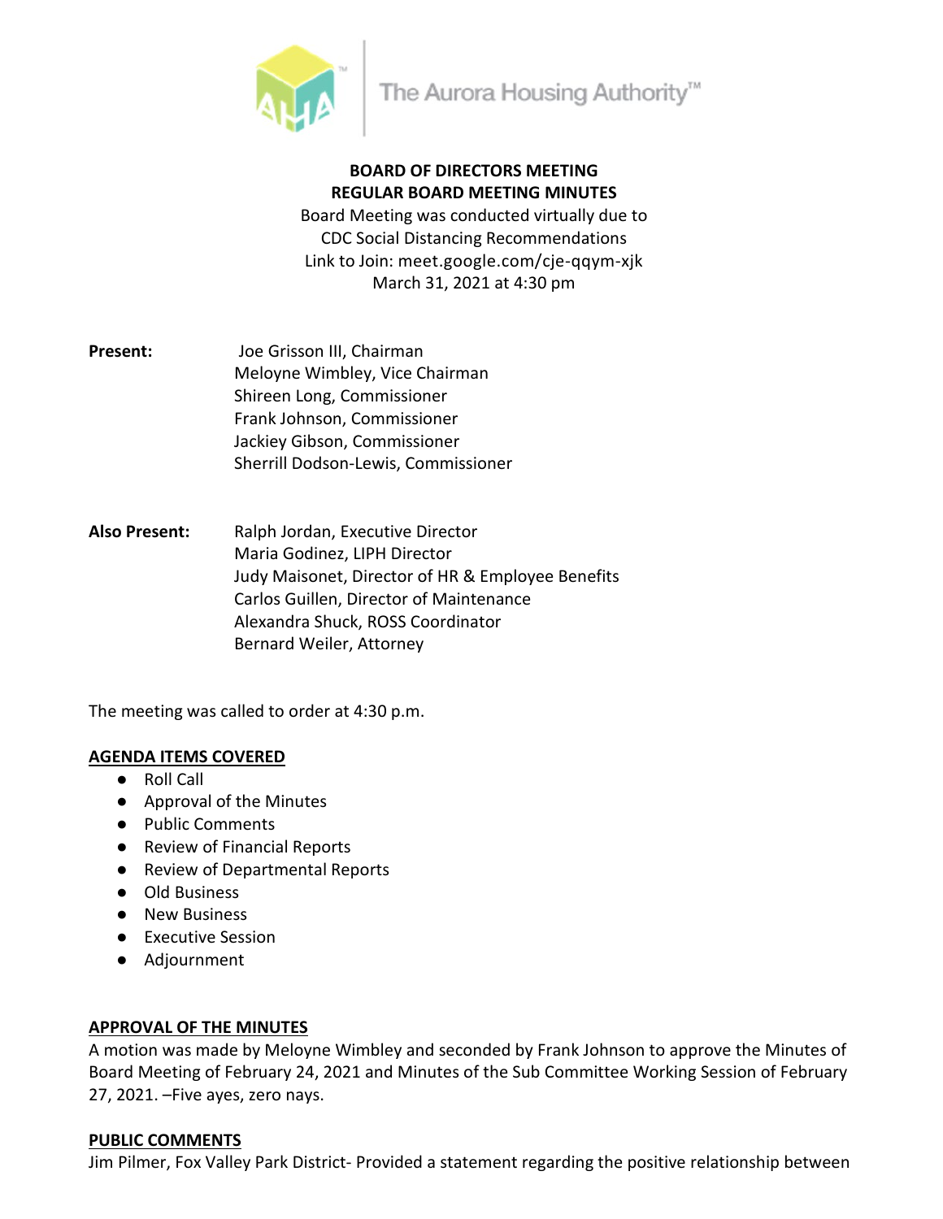The Aurora Housing Authority™

**BOARD OF DIRECTORS MEETING**
**REGULAR BOARD MEETING MINUTES**

Board Meeting was conducted virtually due to
CDC Social Distancing Recommendations
Link to Join: meet.google.com/cje-qqym-xjk
March 31, 2021 at 4:30 pm

**Present:**
Joe Grisson III, Chairman
Meloyne Wimbley, Vice Chairman
Shireen Long, Commissioner
Frank Johnson, Commissioner
Jackiey Gibson, Commissioner
Sherrill Dodson-Lewis, Commissioner

**Also Present:**
Ralph Jordan, Executive Director
Maria Godinez, LIPH Director
Judy Maisonet, Director of HR & Employee Benefits
Carlos Guillen, Director of Maintenance
Alexandra Shuck, ROSS Coordinator
Bernard Weiler, Attorney

The meeting was called to order at 4:30 p.m.

**AGENDA ITEMS COVERED**

- Roll Call
- Approval of the Minutes
- Public Comments
- Review of Financial Reports
- Review of Departmental Reports
- Old Business
- New Business
- Executive Session
- Adjournment

**APPROVAL OF THE MINUTES**

A motion was made by Meloyne Wimbley and seconded by Frank Johnson to approve the Minutes of Board Meeting of February 24, 2021 and Minutes of the Sub Committee Working Session of February 27, 2021. –Five ayes, zero nays.

**PUBLIC COMMENTS**

Jim Pilmer, Fox Valley Park District- Provided a statement regarding the positive relationship between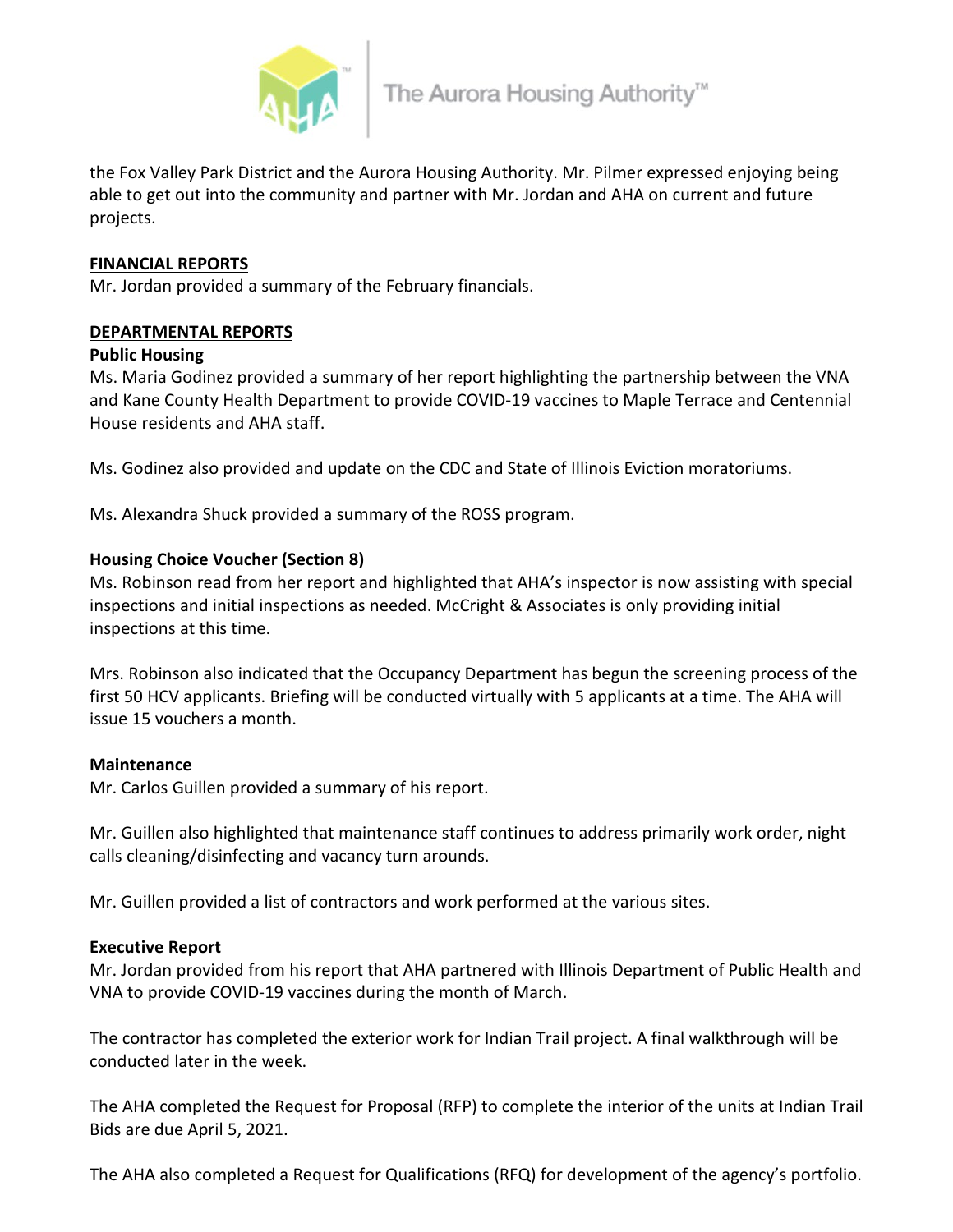the Fox Valley Park District and the Aurora Housing Authority. Mr. Pilmer expressed enjoying being able to get out into the community and partner with Mr. Jordan and AHA on current and future projects.

**FINANCIAL REPORTS**

Mr. Jordan provided a summary of the February financials.

**DEPARTMENTAL REPORTS**

**Public Housing**

Ms. Maria Godinez provided a summary of her report highlighting the partnership between the VNA and Kane County Health Department to provide COVID-19 vaccines to Maple Terrace and Centennial House residents and AHA staff.

Ms. Godinez also provided and update on the CDC and State of Illinois Eviction moratoriums.

Ms. Alexandra Shuck provided a summary of the ROSS program.

**Housing Choice Voucher (Section 8)**

Ms. Robinson read from her report and highlighted that AHA's inspector is now assisting with special inspections and initial inspections as needed. McCright & Associates is only providing initial inspections at this time.

Mrs. Robinson also indicated that the Occupancy Department has begun the screening process of the first 50 HCV applicants. Briefing will be conducted virtually with 5 applicants at a time. The AHA will issue 15 vouchers a month.

**Maintenance**

Mr. Carlos Guillen provided a summary of his report.

Mr. Guillen also highlighted that maintenance staff continues to address primarily work order, night calls cleaning/disinfecting and vacancy turn arounds.

Mr. Guillen provided a list of contractors and work performed at the various sites.

**Executive Report**

Mr. Jordan provided from his report that AHA partnered with Illinois Department of Public Health and VNA to provide COVID-19 vaccines during the month of March.

The contractor has completed the exterior work for Indian Trail project. A final walkthrough will be conducted later in the week.

The AHA completed the Request for Proposal (RFP) to complete the interior of the units at Indian Trail Bids are due April 5, 2021.

The AHA also completed a Request for Qualifications (RFQ) for development of the agency's portfolio.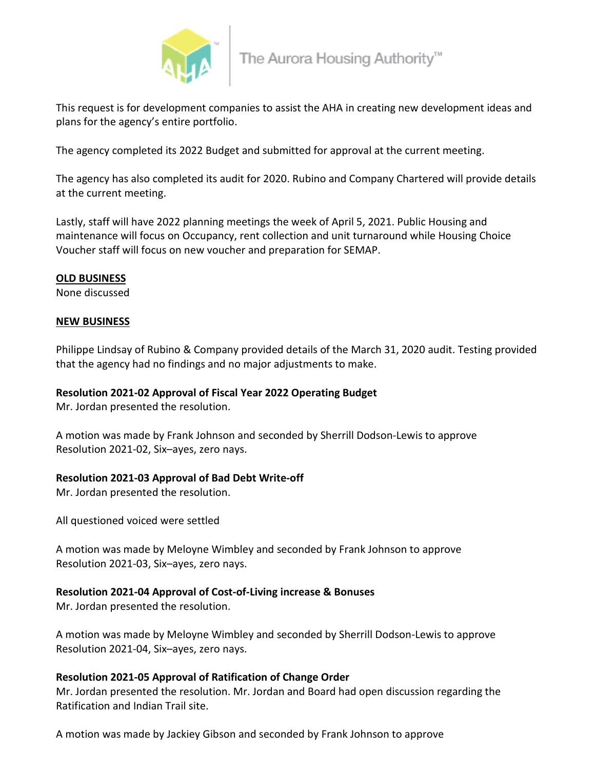This request is for development companies to assist the AHA in creating new development ideas and plans for the agency's entire portfolio.

The agency completed its 2022 Budget and submitted for approval at the current meeting.

The agency has also completed its audit for 2020. Rubino and Company Chartered will provide details at the current meeting.

Lastly, staff will have 2022 planning meetings the week of April 5, 2021. Public Housing and maintenance will focus on Occupancy, rent collection and unit turnaround while Housing Choice Voucher staff will focus on new voucher and preparation for SEMAP.

**OLD BUSINESS**

None discussed

**NEW BUSINESS**

Philippe Lindsay of Rubino & Company provided details of the March 31, 2020 audit. Testing provided that the agency had no findings and no major adjustments to make.

**Resolution 2021-02 Approval of Fiscal Year 2022 Operating Budget**

Mr. Jordan presented the resolution.

A motion was made by Frank Johnson and seconded by Sherrill Dodson-Lewis to approve Resolution 2021-02, Six–ayes, zero nays.

**Resolution 2021-03 Approval of Bad Debt Write-off**

Mr. Jordan presented the resolution.

All questioned voiced were settled

A motion was made by Meloyne Wimbley and seconded by Frank Johnson to approve Resolution 2021-03, Six–ayes, zero nays.

**Resolution 2021-04 Approval of Cost-of-Living increase & Bonuses**

Mr. Jordan presented the resolution.

A motion was made by Meloyne Wimbley and seconded by Sherrill Dodson-Lewis to approve Resolution 2021-04, Six–ayes, zero nays.

**Resolution 2021-05 Approval of Ratification of Change Order**

Mr. Jordan presented the resolution. Mr. Jordan and Board had open discussion regarding the Ratification and Indian Trail site.

A motion was made by Jackiey Gibson and seconded by Frank Johnson to approve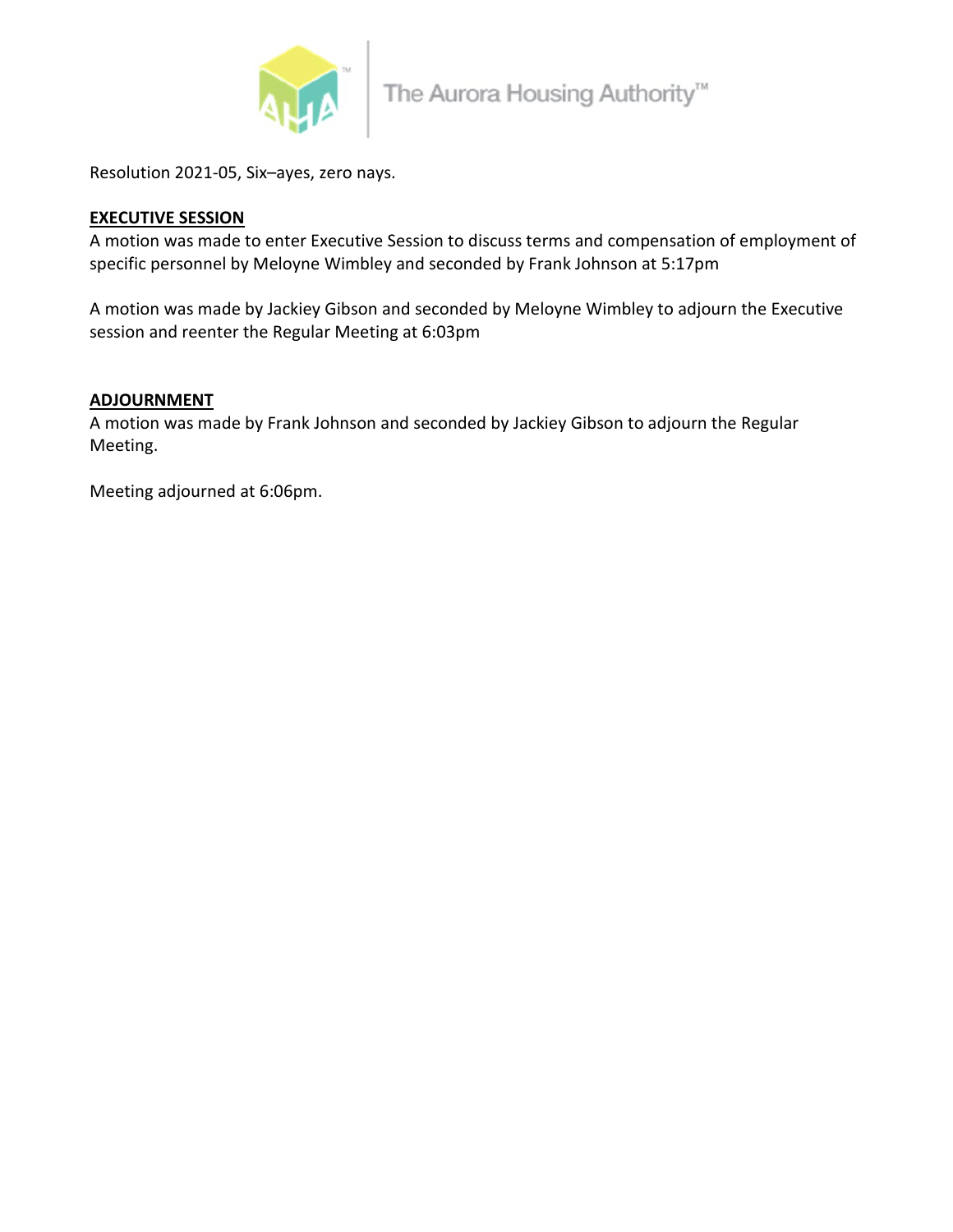Resolution 2021-05, Six–ayes, zero nays.

**EXECUTIVE SESSION**

A motion was made to enter Executive Session to discuss terms and compensation of employment of specific personnel by Meloyne Wimbley and seconded by Frank Johnson at 5:17pm

A motion was made by Jackiey Gibson and seconded by Meloyne Wimbley to adjourn the Executive session and reenter the Regular Meeting at 6:03pm

**ADJOURNMENT**

A motion was made by Frank Johnson and seconded by Jackiey Gibson to adjourn the Regular Meeting.

Meeting adjourned at 6:06pm.